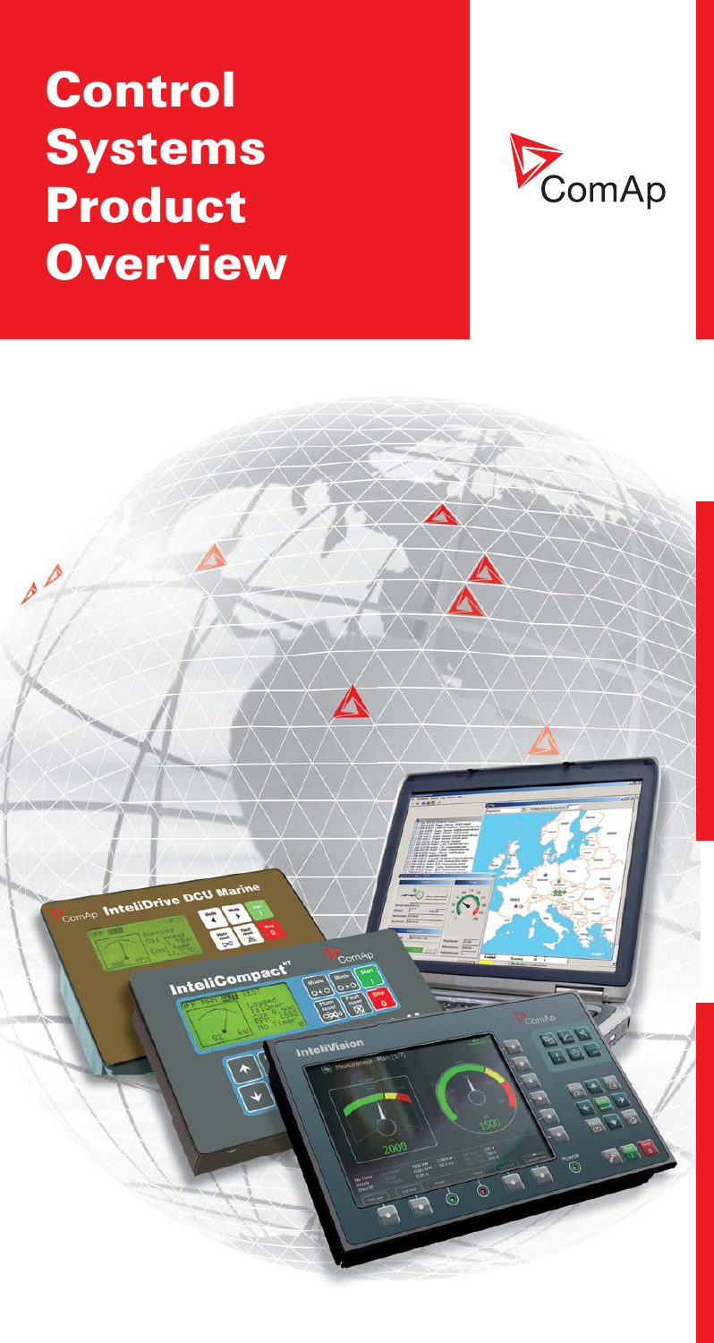# Control Systems Product Overview

ComAp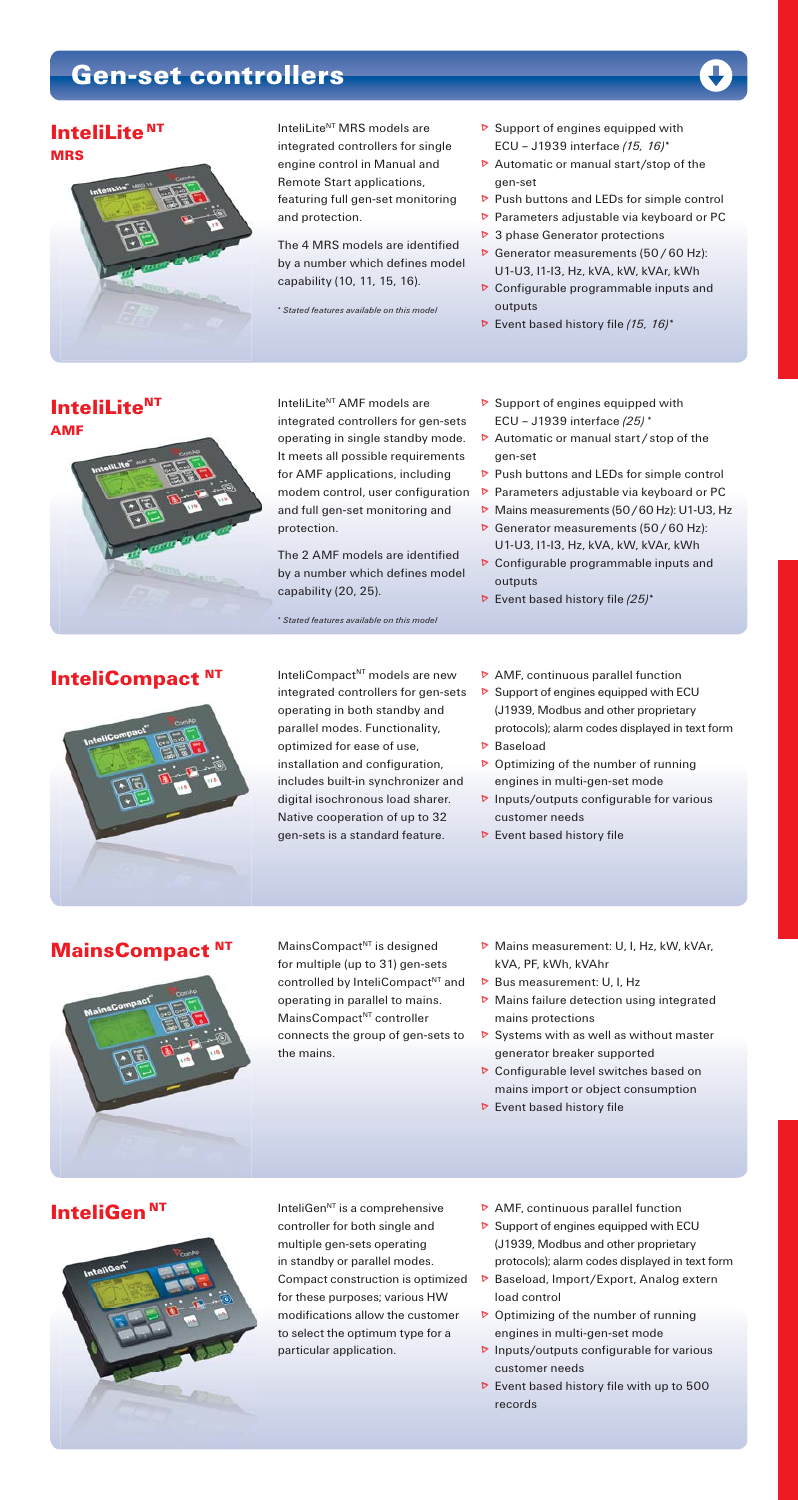# Gen-set controllers

## InteliLite[NT] MRS

InteliLite[NT] MRS models are integrated controllers for single engine control in Manual and Remote Start applications, featuring full gen-set monitoring and protection.

The 4 MRS models are identified by a number which defines model capability (10, 11, 15, 16).

*\* Stated features available on this model*

- Support of engines equipped with ECU – J1939 interface *(15, 16)\**
- Automatic or manual start/stop of the gen-set
- Push buttons and LEDs for simple control
- Parameters adjustable via keyboard or PC
- 3 phase Generator protections
- Generator measurements (50 / 60 Hz): U1-U3, I1-I3, Hz, kVA, kW, kVAr, kWh
- Configurable programmable inputs and outputs
- Event based history file *(15, 16)\**

## InteliLite[NT] AMF

InteliLite[NT] AMF models are integrated controllers for gen-sets operating in single standby mode. It meets all possible requirements for AMF applications, including modem control, user configuration and full gen-set monitoring and protection.

The 2 AMF models are identified by a number which defines model capability (20, 25).

*\* Stated features available on this model*

- Support of engines equipped with ECU – J1939 interface *(25)* \*
- Automatic or manual start / stop of the gen-set
- Push buttons and LEDs for simple control
- Parameters adjustable via keyboard or PC
- Mains measurements (50 / 60 Hz): U1-U3, Hz
- Generator measurements (50 / 60 Hz): U1-U3, I1-I3, Hz, kVA, kW, kVAr, kWh
- Configurable programmable inputs and outputs
- Event based history file *(25)*\*

## InteliCompact[NT]

InteliCompact[NT] models are new integrated controllers for gen-sets operating in both standby and parallel modes. Functionality, optimized for ease of use, installation and configuration, includes built-in synchronizer and digital isochronous load sharer. Native cooperation of up to 32 gen-sets is a standard feature.

- AMF, continuous parallel function
- Support of engines equipped with ECU (J1939, Modbus and other proprietary protocols); alarm codes displayed in text form
- Baseload
- Optimizing of the number of running engines in multi-gen-set mode
- Inputs/outputs configurable for various customer needs
- Event based history file

## MainsCompact[NT]

MainsCompact[NT] is designed for multiple (up to 31) gen-sets controlled by InteliCompact[NT] and operating in parallel to mains. MainsCompact[NT] controller connects the group of gen-sets to the mains.

- Mains measurement: U, I, Hz, kW, kVAr, kVA, PF, kWh, kVAhr
- Bus measurement: U, I, Hz
- Mains failure detection using integrated mains protections
- Systems with as well as without master generator breaker supported
- Configurable level switches based on mains import or object consumption
- Event based history file

## InteliGen[NT]

InteliGen[NT] is a comprehensive controller for both single and multiple gen-sets operating in standby or parallel modes. Compact construction is optimized for these purposes; various HW modifications allow the customer to select the optimum type for a particular application.

- AMF, continuous parallel function
- Support of engines equipped with ECU (J1939, Modbus and other proprietary protocols); alarm codes displayed in text form
- Baseload, Import/Export, Analog extern load control
- Optimizing of the number of running engines in multi-gen-set mode
- Inputs/outputs configurable for various customer needs
- Event based history file with up to 500 records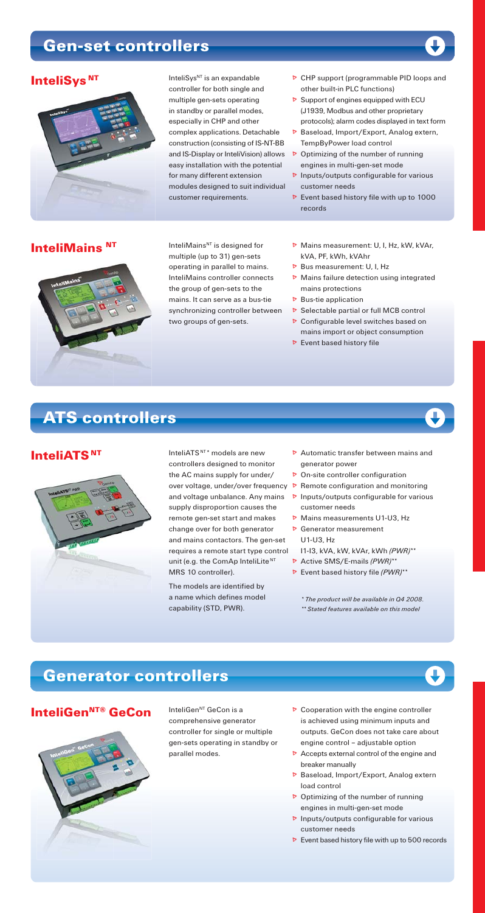# Gen-set controllers

## InteliSys$^{NT}$

InteliSys$^{NT}$ is an expandable controller for both single and multiple gen-sets operating in standby or parallel modes, especially in CHP and other complex applications. Detachable construction (consisting of IS-NT-BB and IS-Display or InteliVision) allows easy installation with the potential for many different extension modules designed to suit individual customer requirements.

- CHP support (programmable PID loops and other built-in PLC functions)
- Support of engines equipped with ECU (J1939, Modbus and other proprietary protocols); alarm codes displayed in text form
- Baseload, Import/Export, Analog extern, TempByPower load control
- Optimizing of the number of running engines in multi-gen-set mode
- Inputs/outputs configurable for various customer needs
- Event based history file with up to 1000 records

## InteliMains $^{NT}$

InteliMains$^{NT}$ is designed for multiple (up to 31) gen-sets operating in parallel to mains. InteliMains controller connects the group of gen-sets to the mains. It can serve as a bus-tie synchronizing controller between two groups of gen-sets.

- Mains measurement: U, I, Hz, kW, kVAr, kVA, PF, kWh, kVAhr
- Bus measurement: U, I, Hz
- Mains failure detection using integrated mains protections
- Bus-tie application
- Selectable partial or full MCB control
- Configurable level switches based on mains import or object consumption
- Event based history file

# ATS controllers

## InteliATS$^{NT}$

InteliATS$^{NT}$* models are new controllers designed to monitor the AC mains supply for under/over voltage, under/over frequency and voltage unbalance. Any mains supply disproportion causes the remote gen-set start and makes change over for both generator and mains contactors. The gen-set requires a remote start type control unit (e.g. the ComAp InteliLite$^{NT}$ MRS 10 controller).

The models are identified by a name which defines model capability (STD, PWR).

- Automatic transfer between mains and generator power
- On-site controller configuration
- Remote configuration and monitoring
- Inputs/outputs configurable for various customer needs
- Mains measurements U1-U3, Hz
- Generator measurement U1-U3, Hz I1-I3, kVA, kW, kVAr, kWh *(PWR)*\*\*
- Active SMS/E-mails *(PWR)*\*\*
- Event based history file *(PWR)*\*\*

*\* The product will be available in Q4 2008.*
*\*\* Stated features available on this model*

# Generator controllers

## InteliGen$^{NT®}$ GeCon

InteliGen$^{NT}$ GeCon is a comprehensive generator controller for single or multiple gen-sets operating in standby or parallel modes.

- Cooperation with the engine controller is achieved using minimum inputs and outputs. GeCon does not take care about engine control – adjustable option
- Accepts external control of the engine and breaker manually
- Baseload, Import/Export, Analog extern load control
- Optimizing of the number of running engines in multi-gen-set mode
- Inputs/outputs configurable for various customer needs
- Event based history file with up to 500 records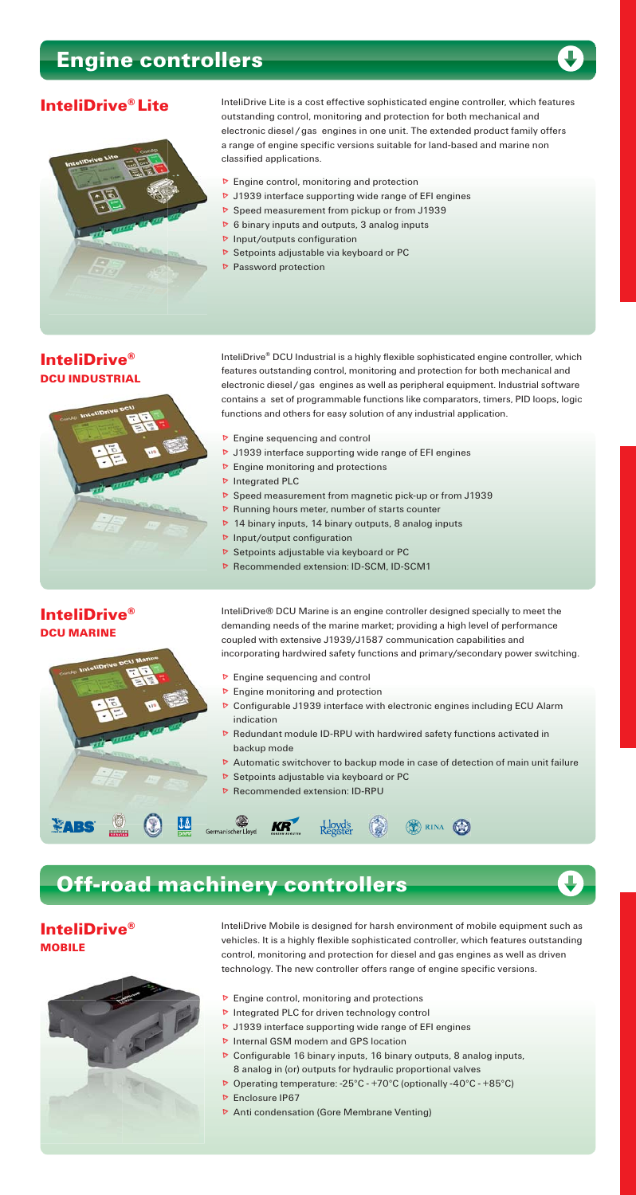# Engine controllers

## InteliDrive® Lite

InteliDrive Lite is a cost effective sophisticated engine controller, which features outstanding control, monitoring and protection for both mechanical and electronic diesel / gas engines in one unit. The extended product family offers a range of engine specific versions suitable for land-based and marine non classified applications.

- Engine control, monitoring and protection
- J1939 interface supporting wide range of EFI engines
- Speed measurement from pickup or from J1939
- 6 binary inputs and outputs, 3 analog inputs
- Input/outputs configuration
- Setpoints adjustable via keyboard or PC
- Password protection

## InteliDrive® DCU INDUSTRIAL

InteliDrive® DCU Industrial is a highly flexible sophisticated engine controller, which features outstanding control, monitoring and protection for both mechanical and electronic diesel / gas engines as well as peripheral equipment. Industrial software contains a set of programmable functions like comparators, timers, PID loops, logic functions and others for easy solution of any industrial application.

- Engine sequencing and control
- J1939 interface supporting wide range of EFI engines
- Engine monitoring and protections
- Integrated PLC
- Speed measurement from magnetic pick-up or from J1939
- Running hours meter, number of starts counter
- 14 binary inputs, 14 binary outputs, 8 analog inputs
- Input/output configuration
- Setpoints adjustable via keyboard or PC
- Recommended extension: ID-SCM, ID-SCM1

## InteliDrive® DCU MARINE

InteliDrive® DCU Marine is an engine controller designed specially to meet the demanding needs of the marine market; providing a high level of performance coupled with extensive J1939/J1587 communication capabilities and incorporating hardwired safety functions and primary/secondary power switching.

- Engine sequencing and control
- Engine monitoring and protection
- Configurable J1939 interface with electronic engines including ECU Alarm indication
- Redundant module ID-RPU with hardwired safety functions activated in backup mode
- Automatic switchover to backup mode in case of detection of main unit failure
- Setpoints adjustable via keyboard or PC
- Recommended extension: ID-RPU

ABS Germanischer Lloyd KR Lloyd's Register RINA

# Off-road machinery controllers

## InteliDrive® MOBILE

InteliDrive Mobile is designed for harsh environment of mobile equipment such as vehicles. It is a highly flexible sophisticated controller, which features outstanding control, monitoring and protection for diesel and gas engines as well as driven technology. The new controller offers range of engine specific versions.

- Engine control, monitoring and protections
- Integrated PLC for driven technology control
- J1939 interface supporting wide range of EFI engines
- Internal GSM modem and GPS location
- Configurable 16 binary inputs, 16 binary outputs, 8 analog inputs, 8 analog in (or) outputs for hydraulic proportional valves
- Operating temperature: -25°C - +70°C (optionally -40°C - +85°C)
- Enclosure IP67
- Anti condensation (Gore Membrane Venting)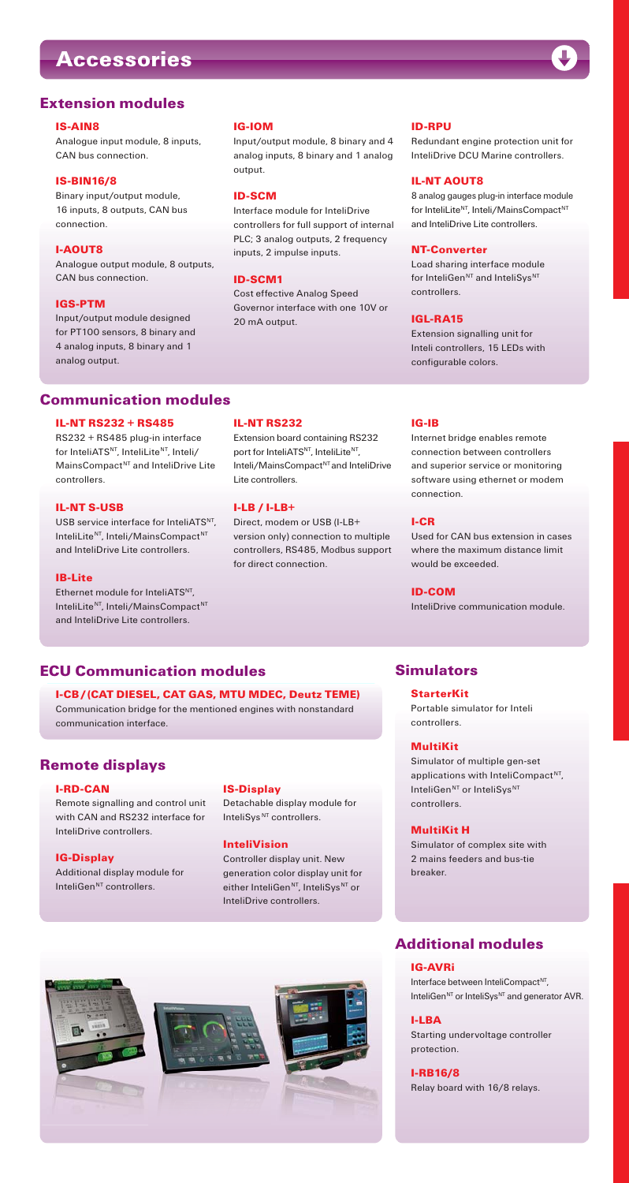# Accessories

## Extension modules

### IS-AIN8
Analogue input module, 8 inputs, CAN bus connection.

### IS-BIN16/8
Binary input/output module, 16 inputs, 8 outputs, CAN bus connection.

### I-AOUT8
Analogue output module, 8 outputs, CAN bus connection.

### IGS-PTM
Input/output module designed for PT100 sensors, 8 binary and 4 analog inputs, 8 binary and 1 analog output.

### IG-IOM
Input/output module, 8 binary and 4 analog inputs, 8 binary and 1 analog output.

### ID-SCM
Interface module for InteliDrive controllers for full support of internal PLC; 3 analog outputs, 2 frequency inputs, 2 impulse inputs.

### ID-SCM1
Cost effective Analog Speed Governor interface with one 10V or 20 mA output.

### ID-RPU
Redundant engine protection unit for InteliDrive DCU Marine controllers.

### IL-NT AOUT8
8 analog gauges plug-in interface module for InteliLite[NT], Inteli/MainsCompact[NT] and InteliDrive Lite controllers.

### NT-Converter
Load sharing interface module for InteliGen[NT] and InteliSys[NT] controllers.

### IGL-RA15
Extension signalling unit for Inteli controllers, 15 LEDs with configurable colors.

## Communication modules

### IL-NT RS232 + RS485
RS232 + RS485 plug-in interface for InteliATS[NT], InteliLite[NT], Inteli/MainsCompact[NT] and InteliDrive Lite controllers.

### IL-NT S-USB
USB service interface for InteliATS[NT], InteliLite[NT], Inteli/MainsCompact[NT] and InteliDrive Lite controllers.

### IB-Lite
Ethernet module for InteliATS[NT], InteliLite[NT], Inteli/MainsCompact[NT] and InteliDrive Lite controllers.

### IL-NT RS232
Extension board containing RS232 port for InteliATS[NT], InteliLite[NT], Inteli/MainsCompact[NT] and InteliDrive Lite controllers.

### I-LB / I-LB+
Direct, modem or USB (I-LB+ version only) connection to multiple controllers, RS485, Modbus support for direct connection.

### IG-IB
Internet bridge enables remote connection between controllers and superior service or monitoring software using ethernet or modem connection.

### I-CR
Used for CAN bus extension in cases where the maximum distance limit would be exceeded.

### ID-COM
InteliDrive communication module.

## ECU Communication modules

### I-CB / (CAT DIESEL, CAT GAS, MTU MDEC, Deutz TEME)
Communication bridge for the mentioned engines with nonstandard communication interface.

## Remote displays

### I-RD-CAN
Remote signalling and control unit with CAN and RS232 interface for InteliDrive controllers.

### IG-Display
Additional display module for InteliGen[NT] controllers.

### IS-Display
Detachable display module for InteliSys[NT] controllers.

### InteliVision
Controller display unit. New generation color display unit for either InteliGen[NT], InteliSys[NT] or InteliDrive controllers.

## Simulators

### StarterKit
Portable simulator for Inteli controllers.

### MultiKit
Simulator of multiple gen-set applications with InteliCompact[NT], InteliGen[NT] or InteliSys[NT] controllers.

### MultiKit H
Simulator of complex site with 2 mains feeders and bus-tie breaker.

## Additional modules

### IG-AVRi
Interface between InteliCompact[NT], InteliGen[NT] or InteliSys[NT] and generator AVR.

### I-LBA
Starting undervoltage controller protection.

### I-RB16/8
Relay board with 16/8 relays.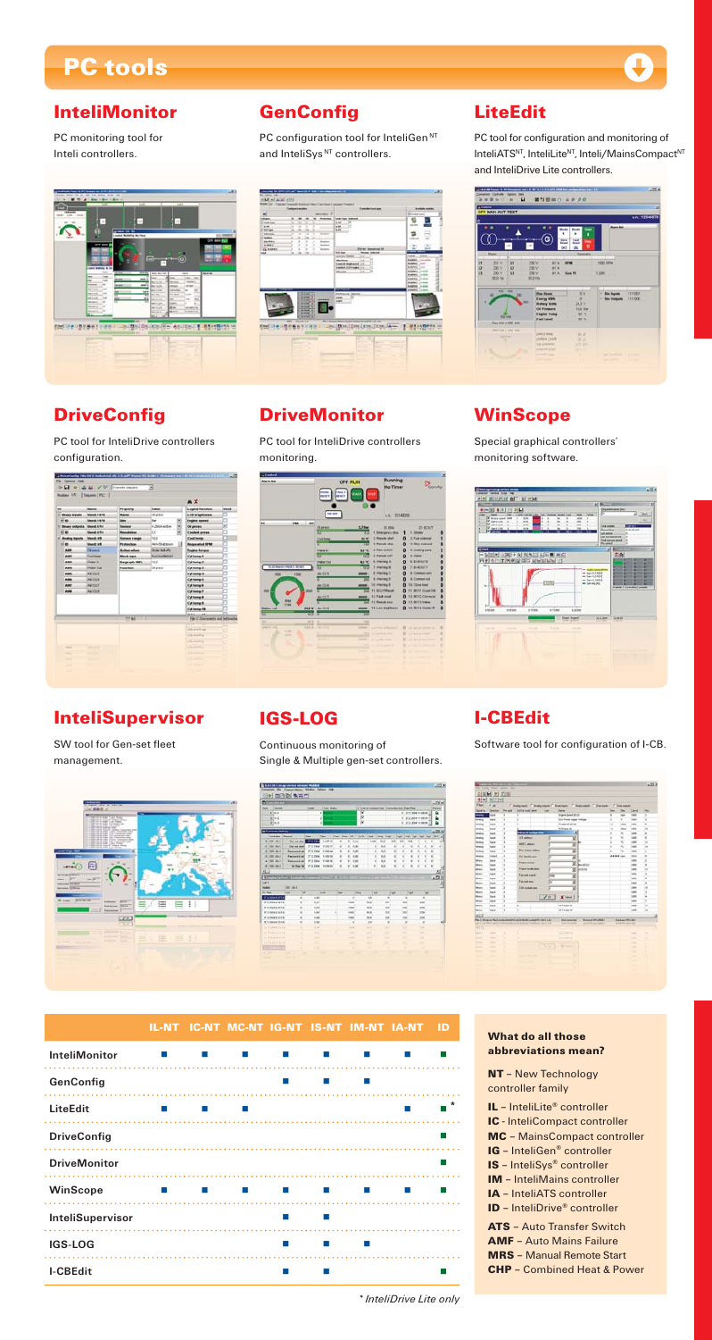# PC tools

## InteliMonitor

PC monitoring tool for Inteli controllers.

## GenConfig

PC configuration tool for InteliGen^NT and InteliSys^NT controllers.

## LiteEdit

PC tool for configuration and monitoring of InteliATS^NT, InteliLite^NT, Inteli/MainsCompact^NT and InteliDrive Lite controllers.

## DriveConfig

PC tool for InteliDrive controllers configuration.

## DriveMonitor

PC tool for InteliDrive controllers monitoring.

## WinScope

Special graphical controllers´ monitoring software.

## InteliSupervisor

SW tool for Gen-set fleet management.

## IGS-LOG

Continuous monitoring of Single & Multiple gen-set controllers.

## I-CBEdit

Software tool for configuration of I-CB.

| | IL-NT | IC-NT | MC-NT | IG-NT | IS-NT | IM-NT | IA-NT | ID |
|---|---|---|---|---|---|---|---|---|
| InteliMonitor | ■ | ■ | ■ | ■ | ■ | ■ | ■ | ■ |
| GenConfig | | | | ■ | ■ | ■ | | |
| LiteEdit | ■ | ■ | ■ | | | | ■ | ■ * |
| DriveConfig | | | | | | | | ■ |
| DriveMonitor | | | | | | | | ■ |
| WinScope | ■ | ■ | ■ | ■ | ■ | ■ | ■ | |
| InteliSupervisor | | | | ■ | ■ | | | |
| IGS-LOG | | | | ■ | ■ | ■ | | |
| I-CBEdit | | | | ■ | ■ | | | ■ |

*\* InteliDrive Lite only*

### What do all those abbreviations mean?

**NT** – New Technology controller family

- **IL** – InteliLite® controller
- **IC** - InteliCompact controller
- **MC** – MainsCompact controller
- **IG** – InteliGen® controller
- **IS** – InteliSys® controller
- **IM** – InteliMains controller
- **IA** – InteliATS controller
- **ID** – InteliDrive® controller

- **ATS** – Auto Transfer Switch
- **AMF** – Auto Mains Failure
- **MRS** – Manual Remote Start
- **CHP** – Combined Heat & Power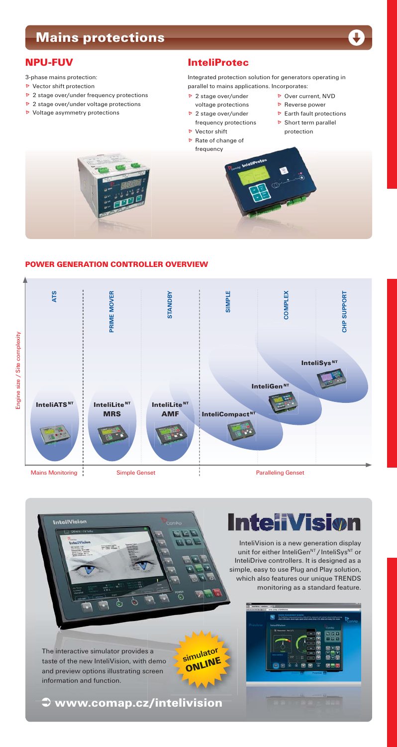## Mains protections

### NPU-FUV

3-phase mains protection:

- Vector shift protection
- 2 stage over/under frequency protections
- 2 stage over/under voltage protections
- Voltage asymmetry protections

### InteliProtec

Integrated protection solution for generators operating in parallel to mains applications. Incorporates:

- 2 stage over/under voltage protections
- 2 stage over/under frequency protections
- Vector shift
- Rate of change of frequency
- Over current, NVD
- Reverse power
- Earth fault protections
- Short term parallel protection

### POWER GENERATION CONTROLLER OVERVIEW

Engine size / Site complexity

ATS | PRIME MOVER | STANDBY | SIMPLE | COMPLEX | CHP SUPPORT

InteliATS$^{NT}$ | InteliLite$^{NT}$ MRS | InteliLite$^{NT}$ AMF | InteliCompact$^{NT}$ | InteliGen$^{NT}$ | InteliSys$^{NT}$

Mains Monitoring | Simple Genset | Paralleling Genset

## InteliVision

InteliVision is a new generation display unit for either InteliGen$^{NT}$ / InteliSys$^{NT}$ or InteliDrive controllers. It is designed as a simple, easy to use Plug and Play solution, which also features our unique TRENDS monitoring as a standard feature.

The interactive simulator provides a taste of the new InteliVision, with demo and preview options illustrating screen information and function.

simulator ONLINE

www.comap.cz/intelivision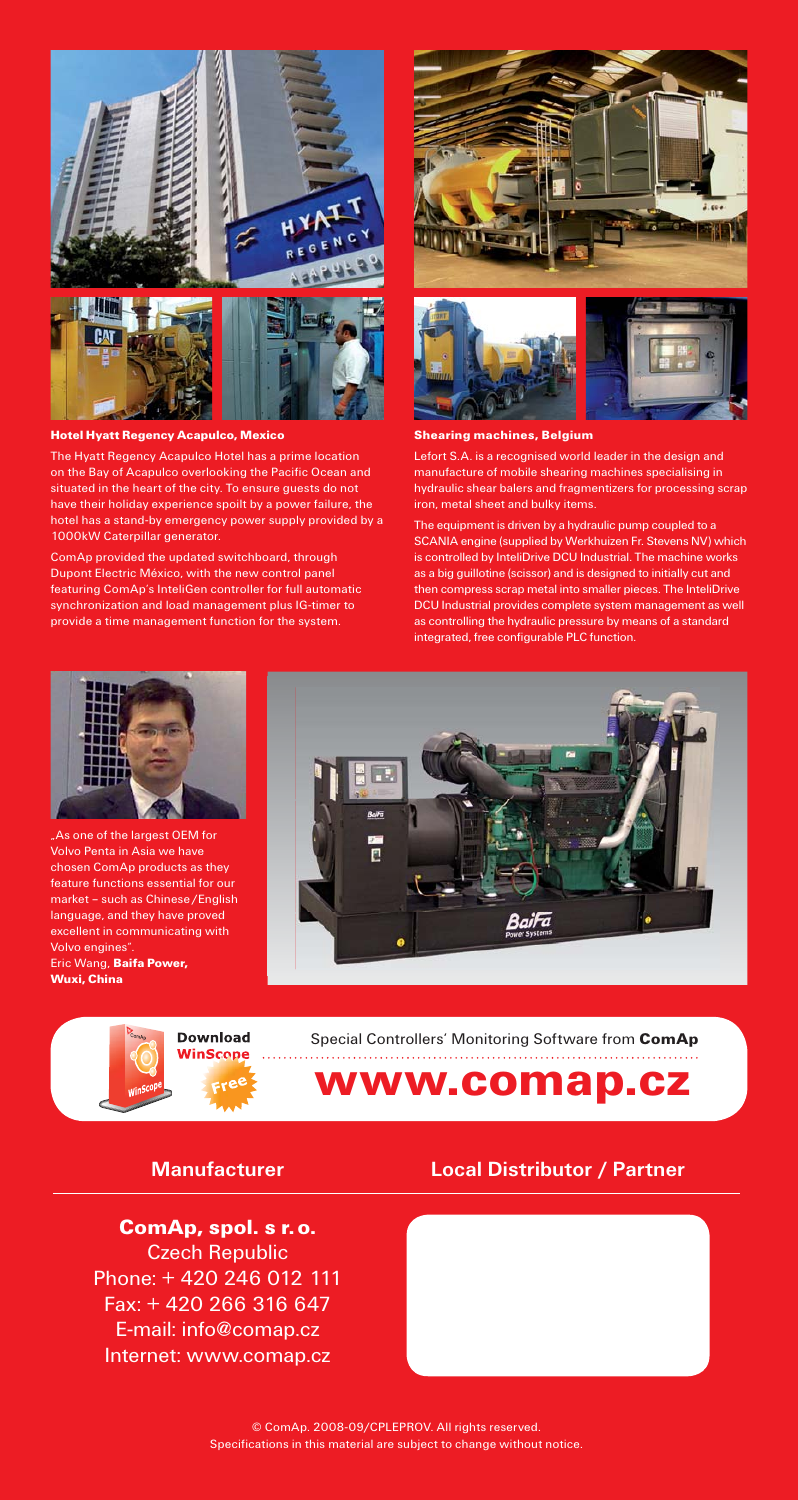### Hotel Hyatt Regency Acapulco, Mexico

The Hyatt Regency Acapulco Hotel has a prime location on the Bay of Acapulco overlooking the Pacific Ocean and situated in the heart of the city. To ensure guests do not have their holiday experience spoilt by a power failure, the hotel has a stand-by emergency power supply provided by a 1000kW Caterpillar generator.

ComAp provided the updated switchboard, through Dupont Electric México, with the new control panel featuring ComAp's InteliGen controller for full automatic synchronization and load management plus IG-timer to provide a time management function for the system.

### Shearing machines, Belgium

Lefort S.A. is a recognised world leader in the design and manufacture of mobile shearing machines specialising in hydraulic shear balers and fragmentizers for processing scrap iron, metal sheet and bulky items.

The equipment is driven by a hydraulic pump coupled to a SCANIA engine (supplied by Werkhuizen Fr. Stevens NV) which is controlled by InteliDrive DCU Industrial. The machine works as a big guillotine (scissor) and is designed to initially cut and then compress scrap metal into smaller pieces. The InteliDrive DCU Industrial provides complete system management as well as controlling the hydraulic pressure by means of a standard integrated, free configurable PLC function.

„As one of the largest OEM for Volvo Penta in Asia we have chosen ComAp products as they feature functions essential for our market – such as Chinese/English language, and they have proved excellent in communicating with Volvo engines".
Eric Wang, **Baifa Power, Wuxi, China**

**Download WinScope** Free

Special Controllers' Monitoring Software from **ComAp**

## www.comap.cz

**Manufacturer**

**ComAp, spol. s r. o.**
Czech Republic
Phone: + 420 246 012 111
Fax: + 420 266 316 647
E-mail: info@comap.cz
Internet: www.comap.cz

**Local Distributor / Partner**

© ComAp. 2008-09/CPLEPROV. All rights reserved.
Specifications in this material are subject to change without notice.